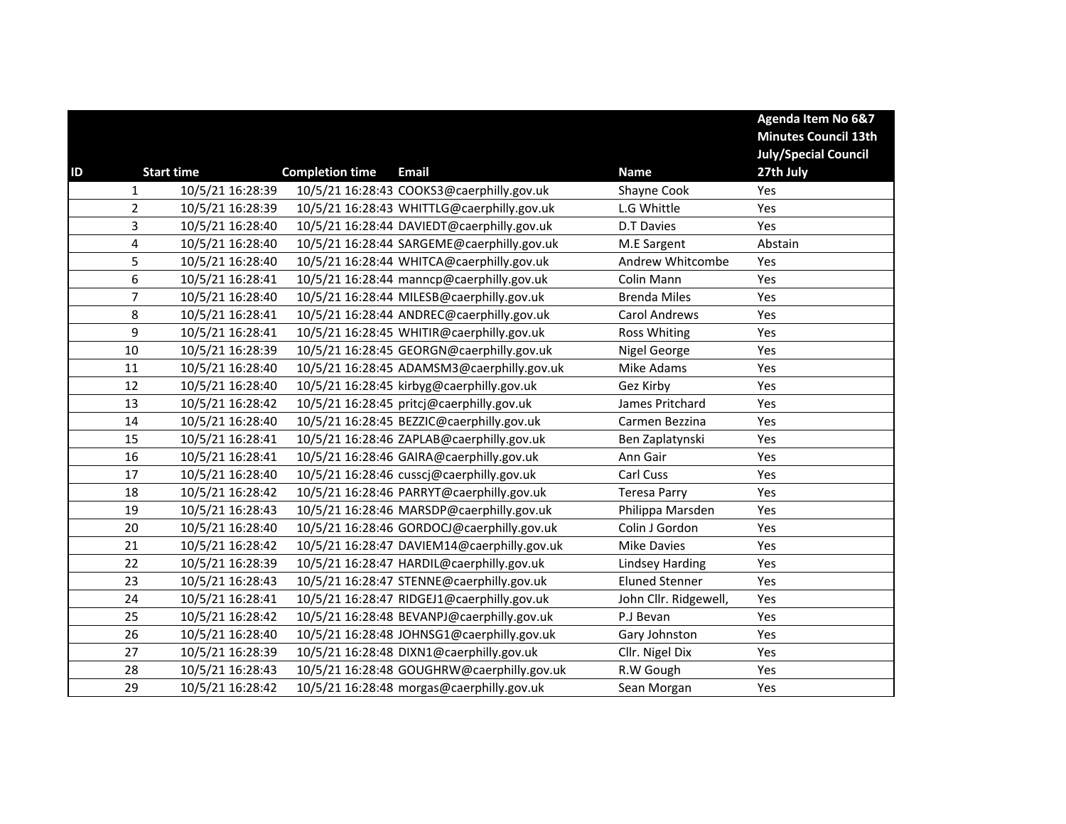| ID | Start time | Completion time | Email | Name | Agenda Item No 6&7 Minutes Council 13th July/Special Council 27th July |
|---|---|---|---|---|---|
| 1 | 10/5/21 16:28:39 | 10/5/21 16:28:43 | COOKS3@caerphilly.gov.uk | Shayne Cook | Yes |
| 2 | 10/5/21 16:28:39 | 10/5/21 16:28:43 | WHITTLG@caerphilly.gov.uk | L.G Whittle | Yes |
| 3 | 10/5/21 16:28:40 | 10/5/21 16:28:44 | DAVIEDT@caerphilly.gov.uk | D.T Davies | Yes |
| 4 | 10/5/21 16:28:40 | 10/5/21 16:28:44 | SARGEME@caerphilly.gov.uk | M.E Sargent | Abstain |
| 5 | 10/5/21 16:28:40 | 10/5/21 16:28:44 | WHITCA@caerphilly.gov.uk | Andrew Whitcombe | Yes |
| 6 | 10/5/21 16:28:41 | 10/5/21 16:28:44 | manncp@caerphilly.gov.uk | Colin Mann | Yes |
| 7 | 10/5/21 16:28:40 | 10/5/21 16:28:44 | MILESB@caerphilly.gov.uk | Brenda Miles | Yes |
| 8 | 10/5/21 16:28:41 | 10/5/21 16:28:44 | ANDREC@caerphilly.gov.uk | Carol Andrews | Yes |
| 9 | 10/5/21 16:28:41 | 10/5/21 16:28:45 | WHITIR@caerphilly.gov.uk | Ross Whiting | Yes |
| 10 | 10/5/21 16:28:39 | 10/5/21 16:28:45 | GEORGN@caerphilly.gov.uk | Nigel George | Yes |
| 11 | 10/5/21 16:28:40 | 10/5/21 16:28:45 | ADAMSM3@caerphilly.gov.uk | Mike Adams | Yes |
| 12 | 10/5/21 16:28:40 | 10/5/21 16:28:45 | kirbyg@caerphilly.gov.uk | Gez Kirby | Yes |
| 13 | 10/5/21 16:28:42 | 10/5/21 16:28:45 | pritcj@caerphilly.gov.uk | James Pritchard | Yes |
| 14 | 10/5/21 16:28:40 | 10/5/21 16:28:45 | BEZZIC@caerphilly.gov.uk | Carmen Bezzina | Yes |
| 15 | 10/5/21 16:28:41 | 10/5/21 16:28:46 | ZAPLAB@caerphilly.gov.uk | Ben Zaplatynski | Yes |
| 16 | 10/5/21 16:28:41 | 10/5/21 16:28:46 | GAIRA@caerphilly.gov.uk | Ann Gair | Yes |
| 17 | 10/5/21 16:28:40 | 10/5/21 16:28:46 | cusscj@caerphilly.gov.uk | Carl Cuss | Yes |
| 18 | 10/5/21 16:28:42 | 10/5/21 16:28:46 | PARRYT@caerphilly.gov.uk | Teresa Parry | Yes |
| 19 | 10/5/21 16:28:43 | 10/5/21 16:28:46 | MARSDP@caerphilly.gov.uk | Philippa Marsden | Yes |
| 20 | 10/5/21 16:28:40 | 10/5/21 16:28:46 | GORDOCJ@caerphilly.gov.uk | Colin J Gordon | Yes |
| 21 | 10/5/21 16:28:42 | 10/5/21 16:28:47 | DAVIEM14@caerphilly.gov.uk | Mike Davies | Yes |
| 22 | 10/5/21 16:28:39 | 10/5/21 16:28:47 | HARDIL@caerphilly.gov.uk | Lindsey Harding | Yes |
| 23 | 10/5/21 16:28:43 | 10/5/21 16:28:47 | STENNE@caerphilly.gov.uk | Eluned Stenner | Yes |
| 24 | 10/5/21 16:28:41 | 10/5/21 16:28:47 | RIDGEJ1@caerphilly.gov.uk | John Cllr. Ridgewell, | Yes |
| 25 | 10/5/21 16:28:42 | 10/5/21 16:28:48 | BEVANPJ@caerphilly.gov.uk | P.J Bevan | Yes |
| 26 | 10/5/21 16:28:40 | 10/5/21 16:28:48 | JOHNSG1@caerphilly.gov.uk | Gary Johnston | Yes |
| 27 | 10/5/21 16:28:39 | 10/5/21 16:28:48 | DIXN1@caerphilly.gov.uk | Cllr. Nigel Dix | Yes |
| 28 | 10/5/21 16:28:43 | 10/5/21 16:28:48 | GOUGHRW@caerphilly.gov.uk | R.W Gough | Yes |
| 29 | 10/5/21 16:28:42 | 10/5/21 16:28:48 | morgas@caerphilly.gov.uk | Sean Morgan | Yes |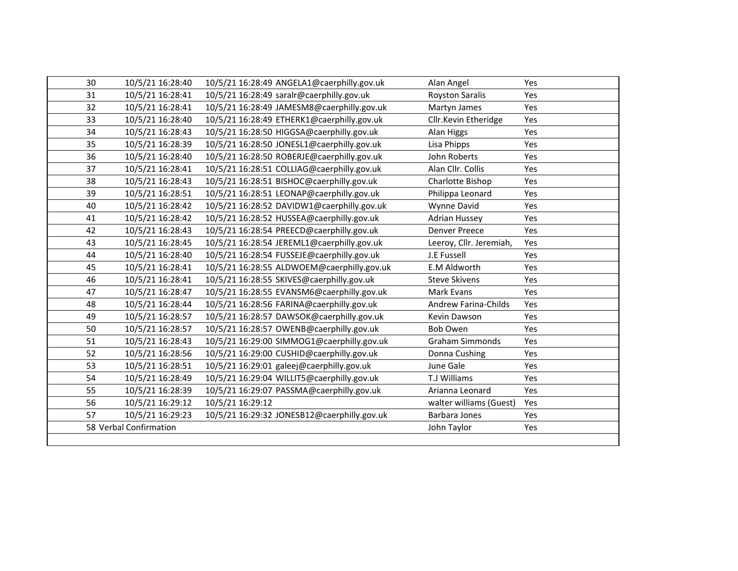| | | | | | |
|---|---|---|---|---|---|
| 30 | 10/5/21 16:28:40 | 10/5/21 16:28:49 | ANGELA1@caerphilly.gov.uk | Alan Angel | Yes |
| 31 | 10/5/21 16:28:41 | 10/5/21 16:28:49 | saralr@caerphilly.gov.uk | Royston Saralis | Yes |
| 32 | 10/5/21 16:28:41 | 10/5/21 16:28:49 | JAMESM8@caerphilly.gov.uk | Martyn James | Yes |
| 33 | 10/5/21 16:28:40 | 10/5/21 16:28:49 | ETHERK1@caerphilly.gov.uk | Cllr.Kevin Etheridge | Yes |
| 34 | 10/5/21 16:28:43 | 10/5/21 16:28:50 | HIGGSA@caerphilly.gov.uk | Alan Higgs | Yes |
| 35 | 10/5/21 16:28:39 | 10/5/21 16:28:50 | JONESL1@caerphilly.gov.uk | Lisa Phipps | Yes |
| 36 | 10/5/21 16:28:40 | 10/5/21 16:28:50 | ROBERJE@caerphilly.gov.uk | John Roberts | Yes |
| 37 | 10/5/21 16:28:41 | 10/5/21 16:28:51 | COLLIAG@caerphilly.gov.uk | Alan Cllr. Collis | Yes |
| 38 | 10/5/21 16:28:43 | 10/5/21 16:28:51 | BISHOC@caerphilly.gov.uk | Charlotte Bishop | Yes |
| 39 | 10/5/21 16:28:51 | 10/5/21 16:28:51 | LEONAP@caerphilly.gov.uk | Philippa Leonard | Yes |
| 40 | 10/5/21 16:28:42 | 10/5/21 16:28:52 | DAVIDW1@caerphilly.gov.uk | Wynne David | Yes |
| 41 | 10/5/21 16:28:42 | 10/5/21 16:28:52 | HUSSEA@caerphilly.gov.uk | Adrian Hussey | Yes |
| 42 | 10/5/21 16:28:43 | 10/5/21 16:28:54 | PREECD@caerphilly.gov.uk | Denver Preece | Yes |
| 43 | 10/5/21 16:28:45 | 10/5/21 16:28:54 | JEREML1@caerphilly.gov.uk | Leeroy, Cllr. Jeremiah, | Yes |
| 44 | 10/5/21 16:28:40 | 10/5/21 16:28:54 | FUSSEJE@caerphilly.gov.uk | J.E Fussell | Yes |
| 45 | 10/5/21 16:28:41 | 10/5/21 16:28:55 | ALDWOEM@caerphilly.gov.uk | E.M Aldworth | Yes |
| 46 | 10/5/21 16:28:41 | 10/5/21 16:28:55 | SKIVES@caerphilly.gov.uk | Steve Skivens | Yes |
| 47 | 10/5/21 16:28:47 | 10/5/21 16:28:55 | EVANSM6@caerphilly.gov.uk | Mark Evans | Yes |
| 48 | 10/5/21 16:28:44 | 10/5/21 16:28:56 | FARINA@caerphilly.gov.uk | Andrew Farina-Childs | Yes |
| 49 | 10/5/21 16:28:57 | 10/5/21 16:28:57 | DAWSOK@caerphilly.gov.uk | Kevin Dawson | Yes |
| 50 | 10/5/21 16:28:57 | 10/5/21 16:28:57 | OWENB@caerphilly.gov.uk | Bob Owen | Yes |
| 51 | 10/5/21 16:28:43 | 10/5/21 16:29:00 | SIMMOG1@caerphilly.gov.uk | Graham Simmonds | Yes |
| 52 | 10/5/21 16:28:56 | 10/5/21 16:29:00 | CUSHID@caerphilly.gov.uk | Donna Cushing | Yes |
| 53 | 10/5/21 16:28:51 | 10/5/21 16:29:01 | galeej@caerphilly.gov.uk | June Gale | Yes |
| 54 | 10/5/21 16:28:49 | 10/5/21 16:29:04 | WILLIT5@caerphilly.gov.uk | T.J Williams | Yes |
| 55 | 10/5/21 16:28:39 | 10/5/21 16:29:07 | PASSMA@caerphilly.gov.uk | Arianna Leonard | Yes |
| 56 | 10/5/21 16:29:12 | 10/5/21 16:29:12 | | walter williams (Guest) | Yes |
| 57 | 10/5/21 16:29:23 | 10/5/21 16:29:32 | JONESB12@caerphilly.gov.uk | Barbara Jones | Yes |
| 58 | Verbal Confirmation | | | John Taylor | Yes |